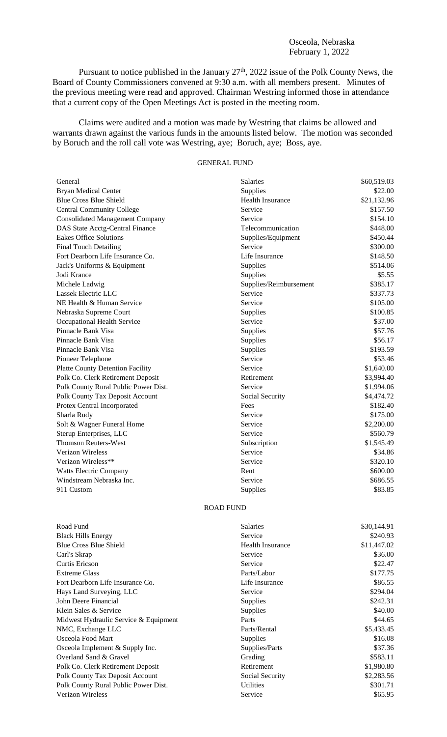Osceola, Nebraska
February 1, 2022

Pursuant to notice published in the January 27th, 2022 issue of the Polk County News, the Board of County Commissioners convened at 9:30 a.m. with all members present. Minutes of the previous meeting were read and approved. Chairman Westring informed those in attendance that a current copy of the Open Meetings Act is posted in the meeting room.

Claims were audited and a motion was made by Westring that claims be allowed and warrants drawn against the various funds in the amounts listed below. The motion was seconded by Boruch and the roll call vote was Westring, aye; Boruch, aye; Boss, aye.

GENERAL FUND

| | | |
|---|---|---|
| General | Salaries | $60,519.03 |
| Bryan Medical Center | Supplies | $22.00 |
| Blue Cross Blue Shield | Health Insurance | $21,132.96 |
| Central Community College | Service | $157.50 |
| Consolidated Management Company | Service | $154.10 |
| DAS State Acctg-Central Finance | Telecommunication | $448.00 |
| Eakes Office Solutions | Supplies/Equipment | $450.44 |
| Final Touch Detailing | Service | $300.00 |
| Fort Dearborn Life Insurance Co. | Life Insurance | $148.50 |
| Jack's Uniforms & Equipment | Supplies | $514.06 |
| Jodi Krance | Supplies | $5.55 |
| Michele Ladwig | Supplies/Reimbursement | $385.17 |
| Lassek Electric LLC | Service | $337.73 |
| NE Health & Human Service | Service | $105.00 |
| Nebraska Supreme Court | Supplies | $100.85 |
| Occupational Health Service | Service | $37.00 |
| Pinnacle Bank Visa | Supplies | $57.76 |
| Pinnacle Bank Visa | Supplies | $56.17 |
| Pinnacle Bank Visa | Supplies | $193.59 |
| Pioneer Telephone | Service | $53.46 |
| Platte County Detention Facility | Service | $1,640.00 |
| Polk Co. Clerk Retirement Deposit | Retirement | $3,994.40 |
| Polk County Rural Public Power Dist. | Service | $1,994.06 |
| Polk County Tax Deposit Account | Social Security | $4,474.72 |
| Protex Central Incorporated | Fees | $182.40 |
| Sharla Rudy | Service | $175.00 |
| Solt & Wagner Funeral Home | Service | $2,200.00 |
| Sterup Enterprises, LLC | Service | $560.79 |
| Thomson Reuters-West | Subscription | $1,545.49 |
| Verizon Wireless | Service | $34.86 |
| Verizon Wireless** | Service | $320.10 |
| Watts Electric Company | Rent | $600.00 |
| Windstream Nebraska Inc. | Service | $686.55 |
| 911 Custom | Supplies | $83.85 |

ROAD FUND

| | | |
|---|---|---|
| Road Fund | Salaries | $30,144.91 |
| Black Hills Energy | Service | $240.93 |
| Blue Cross Blue Shield | Health Insurance | $11,447.02 |
| Carl's Skrap | Service | $36.00 |
| Curtis Ericson | Service | $22.47 |
| Extreme Glass | Parts/Labor | $177.75 |
| Fort Dearborn Life Insurance Co. | Life Insurance | $86.55 |
| Hays Land Surveying, LLC | Service | $294.04 |
| John Deere Financial | Supplies | $242.31 |
| Klein Sales & Service | Supplies | $40.00 |
| Midwest Hydraulic Service & Equipment | Parts | $44.65 |
| NMC, Exchange LLC | Parts/Rental | $5,433.45 |
| Osceola Food Mart | Supplies | $16.08 |
| Osceola Implement & Supply Inc. | Supplies/Parts | $37.36 |
| Overland Sand & Gravel | Grading | $583.11 |
| Polk Co. Clerk Retirement Deposit | Retirement | $1,980.80 |
| Polk County Tax Deposit Account | Social Security | $2,283.56 |
| Polk County Rural Public Power Dist. | Utilities | $301.71 |
| Verizon Wireless | Service | $65.95 |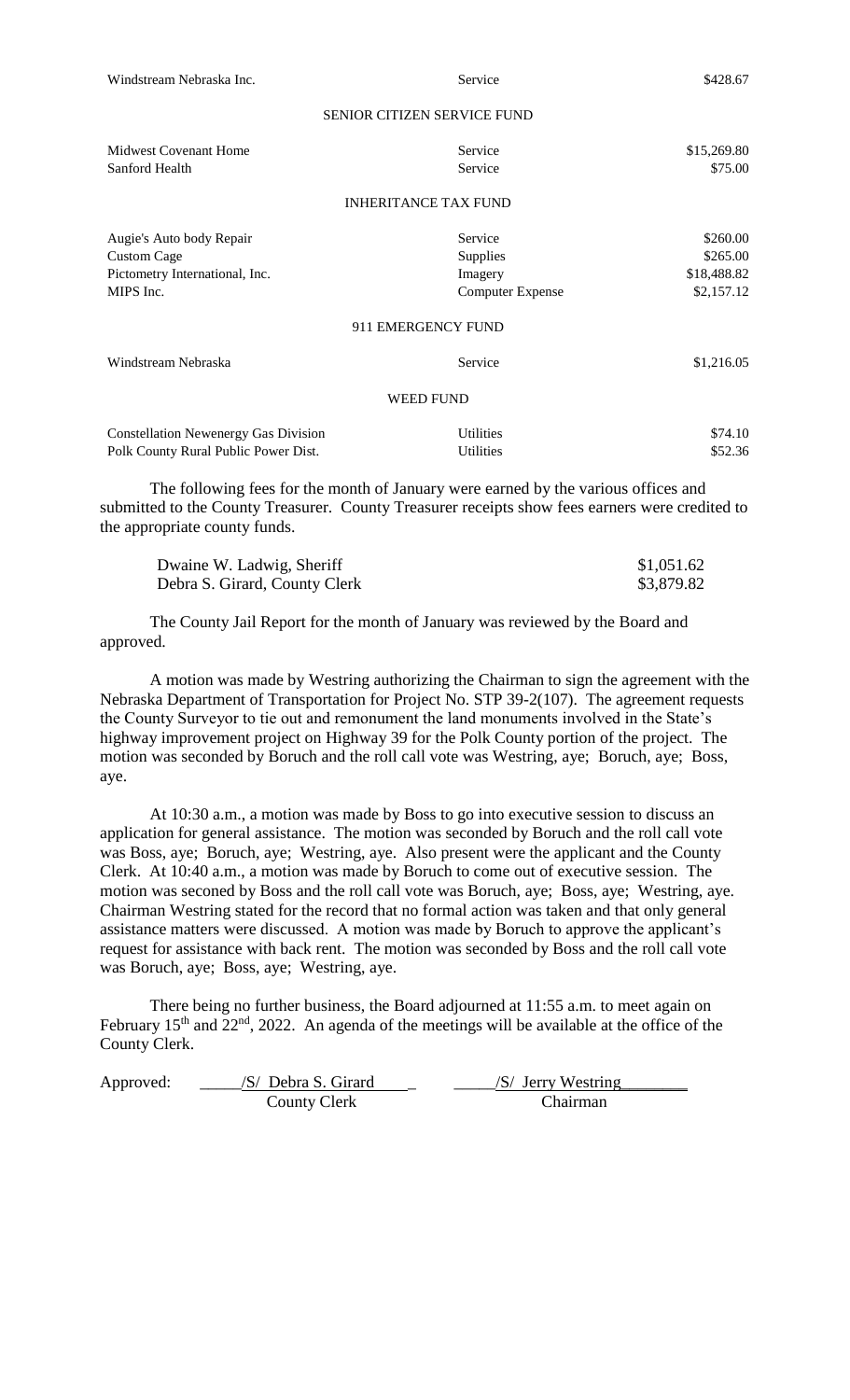| | | |
|---|---|---|
| Windstream Nebraska Inc. | Service | $428.67 |

SENIOR CITIZEN SERVICE FUND

| | | |
|---|---|---|
| Midwest Covenant Home | Service | $15,269.80 |
| Sanford Health | Service | $75.00 |

INHERITANCE TAX FUND

| | | |
|---|---|---|
| Augie's Auto body Repair | Service | $260.00 |
| Custom Cage | Supplies | $265.00 |
| Pictometry International, Inc. | Imagery | $18,488.82 |
| MIPS Inc. | Computer Expense | $2,157.12 |

911 EMERGENCY FUND

| | | |
|---|---|---|
| Windstream Nebraska | Service | $1,216.05 |

WEED FUND

| | | |
|---|---|---|
| Constellation Newenergy Gas Division | Utilities | $74.10 |
| Polk County Rural Public Power Dist. | Utilities | $52.36 |

The following fees for the month of January were earned by the various offices and submitted to the County Treasurer. County Treasurer receipts show fees earners were credited to the appropriate county funds.

| | |
|---|---|
| Dwaine W. Ladwig, Sheriff | $1,051.62 |
| Debra S. Girard, County Clerk | $3,879.82 |

The County Jail Report for the month of January was reviewed by the Board and approved.

A motion was made by Westring authorizing the Chairman to sign the agreement with the Nebraska Department of Transportation for Project No. STP 39-2(107). The agreement requests the County Surveyor to tie out and remonument the land monuments involved in the State's highway improvement project on Highway 39 for the Polk County portion of the project. The motion was seconded by Boruch and the roll call vote was Westring, aye; Boruch, aye; Boss, aye.

At 10:30 a.m., a motion was made by Boss to go into executive session to discuss an application for general assistance. The motion was seconded by Boruch and the roll call vote was Boss, aye; Boruch, aye; Westring, aye. Also present were the applicant and the County Clerk. At 10:40 a.m., a motion was made by Boruch to come out of executive session. The motion was seconed by Boss and the roll call vote was Boruch, aye; Boss, aye; Westring, aye. Chairman Westring stated for the record that no formal action was taken and that only general assistance matters were discussed. A motion was made by Boruch to approve the applicant's request for assistance with back rent. The motion was seconded by Boss and the roll call vote was Boruch, aye; Boss, aye; Westring, aye.

There being no further business, the Board adjourned at 11:55 a.m. to meet again on February 15th and 22nd, 2022. An agenda of the meetings will be available at the office of the County Clerk.

Approved: /S/ Debra S. Girard — County Clerk

/S/ Jerry Westring — Chairman